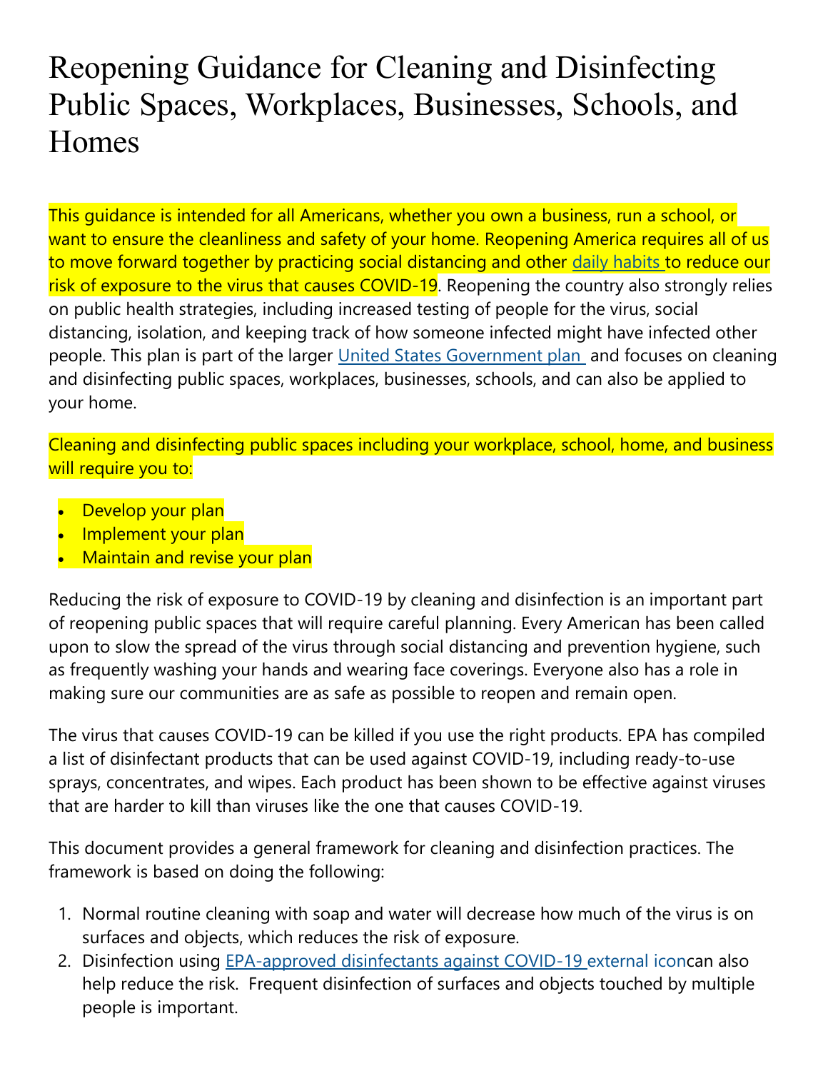# Reopening Guidance for Cleaning and Disinfecting Public Spaces, Workplaces, Businesses, Schools, and Homes

This guidance is intended for all Americans, whether you own a business, run a school, or want to ensure the cleanliness and safety of your home. Reopening America requires all of us to move forward together by practicing social distancing and other daily habits to reduce our risk of exposure to the virus that causes COVID-19. Reopening the country also strongly relies on public health strategies, including increased testing of people for the virus, social distancing, isolation, and keeping track of how someone infected might have infected other people. This plan is part of the larger United States Government plan and focuses on cleaning and disinfecting public spaces, workplaces, businesses, schools, and can also be applied to your home.

Cleaning and disinfecting public spaces including your workplace, school, home, and business will require you to:

- Develop your plan
- Implement your plan
- Maintain and revise your plan

Reducing the risk of exposure to COVID-19 by cleaning and disinfection is an important part of reopening public spaces that will require careful planning. Every American has been called upon to slow the spread of the virus through social distancing and prevention hygiene, such as frequently washing your hands and wearing face coverings. Everyone also has a role in making sure our communities are as safe as possible to reopen and remain open.

The virus that causes COVID-19 can be killed if you use the right products. EPA has compiled a list of disinfectant products that can be used against COVID-19, including ready-to-use sprays, concentrates, and wipes. Each product has been shown to be effective against viruses that are harder to kill than viruses like the one that causes COVID-19.

This document provides a general framework for cleaning and disinfection practices. The framework is based on doing the following:

1. Normal routine cleaning with soap and water will decrease how much of the virus is on surfaces and objects, which reduces the risk of exposure.
2. Disinfection using EPA-approved disinfectants against COVID-19 external iconcan also help reduce the risk. Frequent disinfection of surfaces and objects touched by multiple people is important.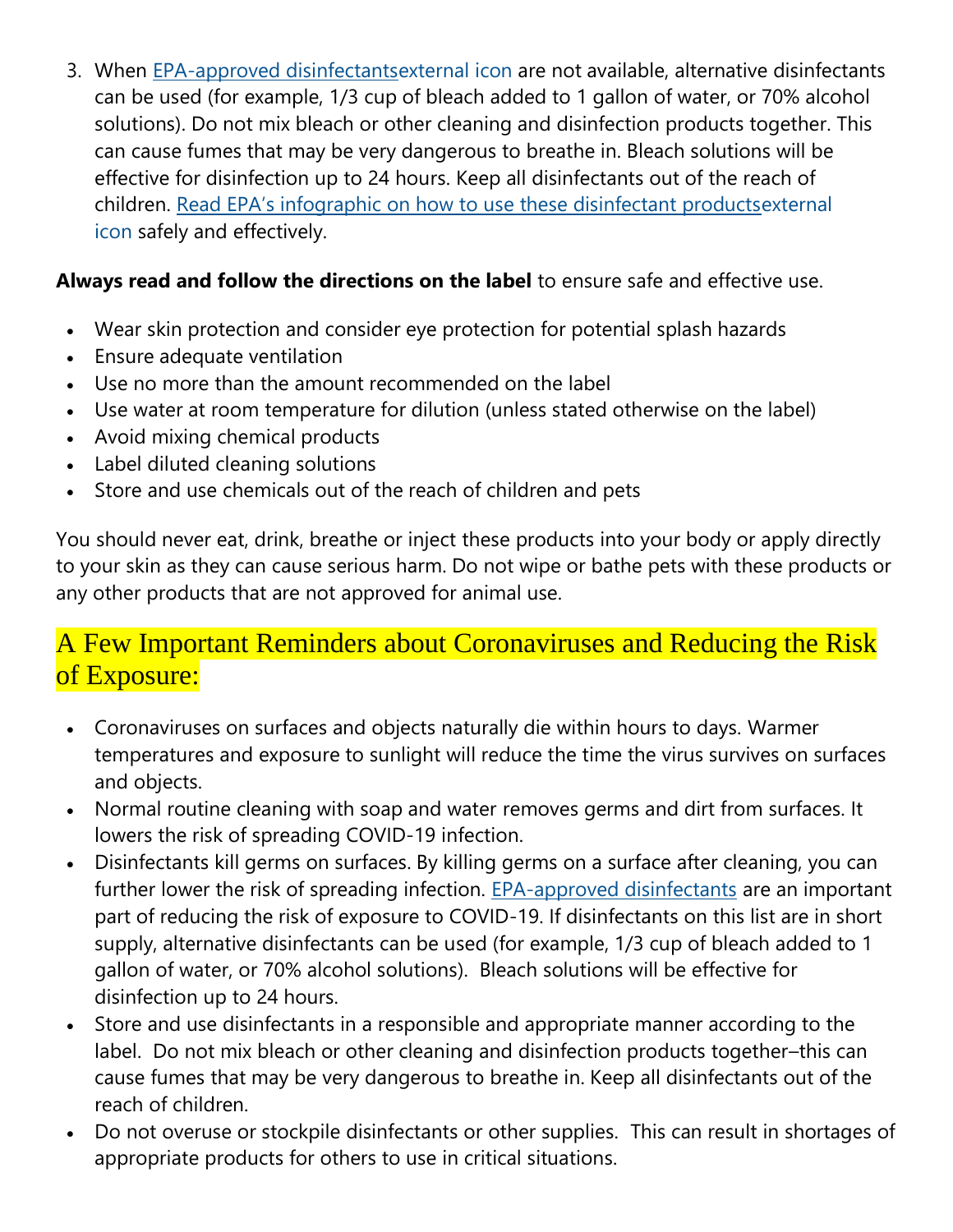3. When [EPA-approved disinfectants](external icon) are not available, alternative disinfectants can be used (for example, 1/3 cup of bleach added to 1 gallon of water, or 70% alcohol solutions). Do not mix bleach or other cleaning and disinfection products together. This can cause fumes that may be very dangerous to breathe in. Bleach solutions will be effective for disinfection up to 24 hours. Keep all disinfectants out of the reach of children. [Read EPA's infographic on how to use these disinfectant products](external icon) safely and effectively.

**Always read and follow the directions on the label** to ensure safe and effective use.

- Wear skin protection and consider eye protection for potential splash hazards
- Ensure adequate ventilation
- Use no more than the amount recommended on the label
- Use water at room temperature for dilution (unless stated otherwise on the label)
- Avoid mixing chemical products
- Label diluted cleaning solutions
- Store and use chemicals out of the reach of children and pets

You should never eat, drink, breathe or inject these products into your body or apply directly to your skin as they can cause serious harm. Do not wipe or bathe pets with these products or any other products that are not approved for animal use.

## A Few Important Reminders about Coronaviruses and Reducing the Risk of Exposure:

- Coronaviruses on surfaces and objects naturally die within hours to days. Warmer temperatures and exposure to sunlight will reduce the time the virus survives on surfaces and objects.
- Normal routine cleaning with soap and water removes germs and dirt from surfaces. It lowers the risk of spreading COVID-19 infection.
- Disinfectants kill germs on surfaces. By killing germs on a surface after cleaning, you can further lower the risk of spreading infection. EPA-approved disinfectants are an important part of reducing the risk of exposure to COVID-19. If disinfectants on this list are in short supply, alternative disinfectants can be used (for example, 1/3 cup of bleach added to 1 gallon of water, or 70% alcohol solutions). Bleach solutions will be effective for disinfection up to 24 hours.
- Store and use disinfectants in a responsible and appropriate manner according to the label. Do not mix bleach or other cleaning and disinfection products together–this can cause fumes that may be very dangerous to breathe in. Keep all disinfectants out of the reach of children.
- Do not overuse or stockpile disinfectants or other supplies. This can result in shortages of appropriate products for others to use in critical situations.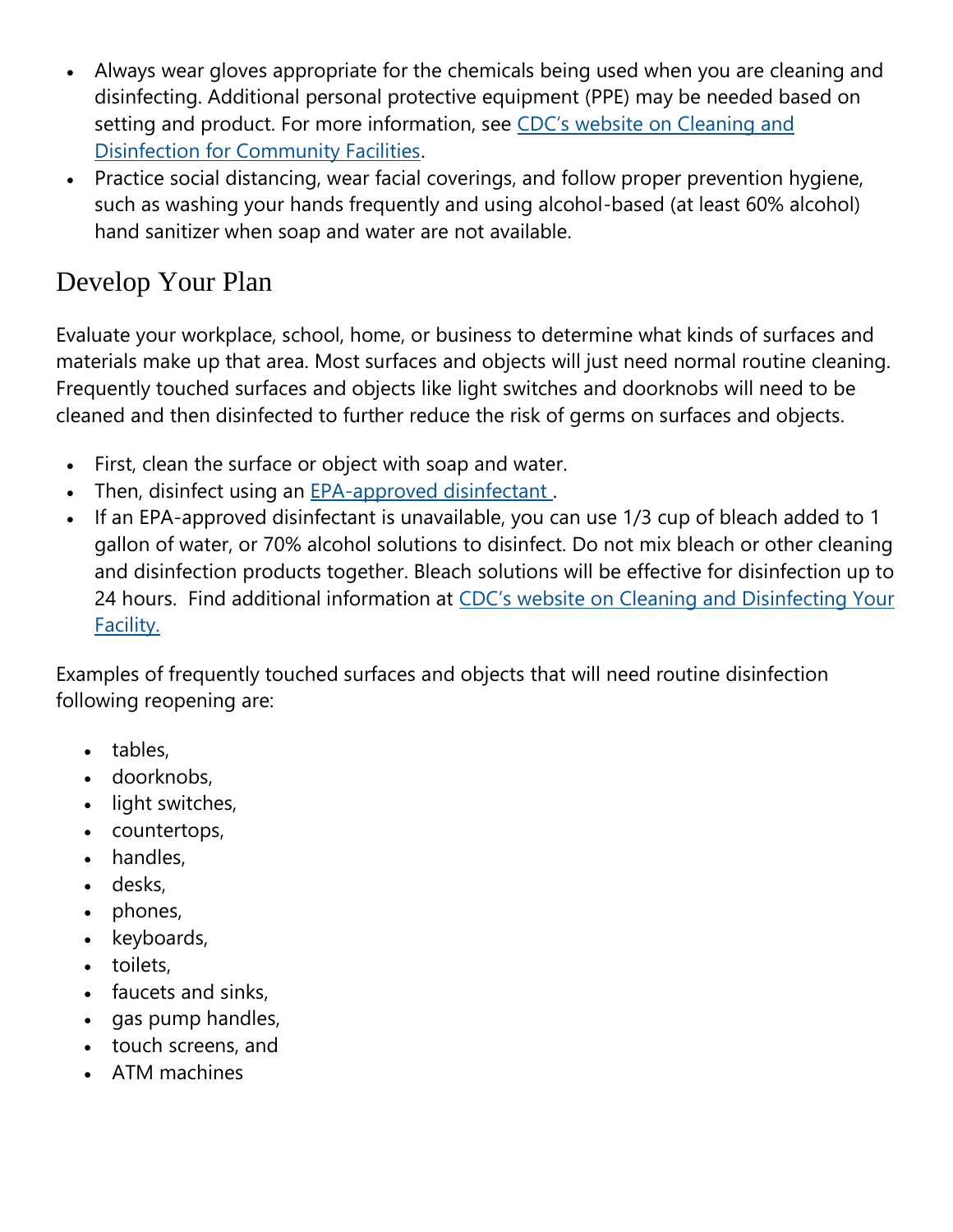- Always wear gloves appropriate for the chemicals being used when you are cleaning and disinfecting. Additional personal protective equipment (PPE) may be needed based on setting and product. For more information, see [CDC's website on Cleaning and Disinfection for Community Facilities]().
- Practice social distancing, wear facial coverings, and follow proper prevention hygiene, such as washing your hands frequently and using alcohol-based (at least 60% alcohol) hand sanitizer when soap and water are not available.

## Develop Your Plan

Evaluate your workplace, school, home, or business to determine what kinds of surfaces and materials make up that area. Most surfaces and objects will just need normal routine cleaning. Frequently touched surfaces and objects like light switches and doorknobs will need to be cleaned and then disinfected to further reduce the risk of germs on surfaces and objects.

- First, clean the surface or object with soap and water.
- Then, disinfect using an [EPA-approved disinfectant ]().
- If an EPA-approved disinfectant is unavailable, you can use 1/3 cup of bleach added to 1 gallon of water, or 70% alcohol solutions to disinfect. Do not mix bleach or other cleaning and disinfection products together. Bleach solutions will be effective for disinfection up to 24 hours. Find additional information at [CDC's website on Cleaning and Disinfecting Your Facility.]()

Examples of frequently touched surfaces and objects that will need routine disinfection following reopening are:

- tables,
- doorknobs,
- light switches,
- countertops,
- handles,
- desks,
- phones,
- keyboards,
- toilets,
- faucets and sinks,
- gas pump handles,
- touch screens, and
- ATM machines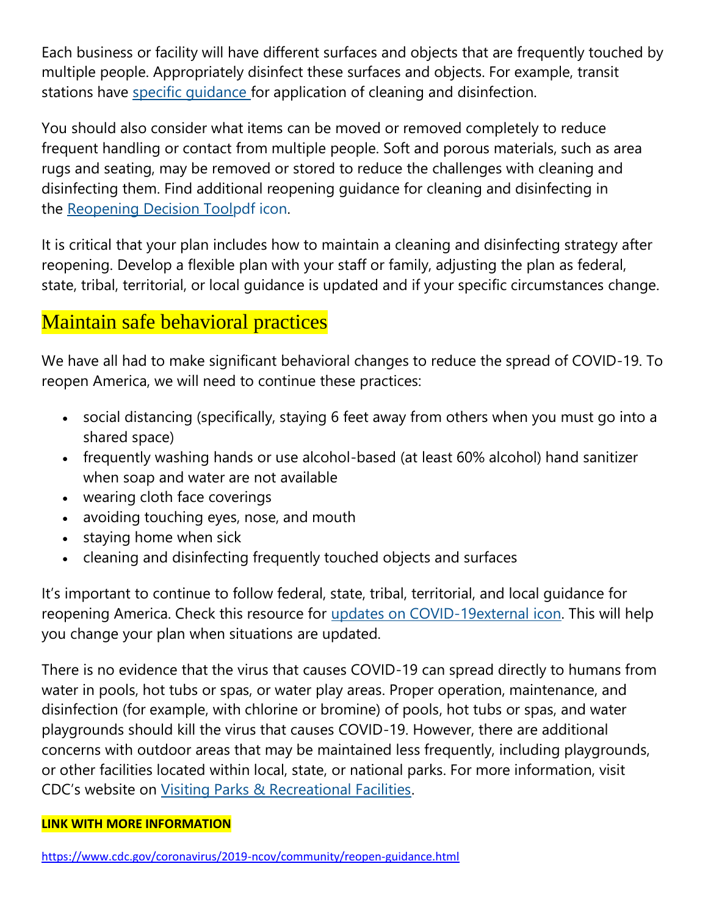Each business or facility will have different surfaces and objects that are frequently touched by multiple people. Appropriately disinfect these surfaces and objects. For example, transit stations have [specific guidance ]for application of cleaning and disinfection.

You should also consider what items can be moved or removed completely to reduce frequent handling or contact from multiple people. Soft and porous materials, such as area rugs and seating, may be removed or stored to reduce the challenges with cleaning and disinfecting them. Find additional reopening guidance for cleaning and disinfecting in the Reopening Decision Toolpdf icon.

It is critical that your plan includes how to maintain a cleaning and disinfecting strategy after reopening. Develop a flexible plan with your staff or family, adjusting the plan as federal, state, tribal, territorial, or local guidance is updated and if your specific circumstances change.

## Maintain safe behavioral practices

We have all had to make significant behavioral changes to reduce the spread of COVID-19. To reopen America, we will need to continue these practices:

- social distancing (specifically, staying 6 feet away from others when you must go into a shared space)
- frequently washing hands or use alcohol-based (at least 60% alcohol) hand sanitizer when soap and water are not available
- wearing cloth face coverings
- avoiding touching eyes, nose, and mouth
- staying home when sick
- cleaning and disinfecting frequently touched objects and surfaces

It's important to continue to follow federal, state, tribal, territorial, and local guidance for reopening America. Check this resource for updates on COVID-19external icon. This will help you change your plan when situations are updated.

There is no evidence that the virus that causes COVID-19 can spread directly to humans from water in pools, hot tubs or spas, or water play areas. Proper operation, maintenance, and disinfection (for example, with chlorine or bromine) of pools, hot tubs or spas, and water playgrounds should kill the virus that causes COVID-19. However, there are additional concerns with outdoor areas that may be maintained less frequently, including playgrounds, or other facilities located within local, state, or national parks. For more information, visit CDC's website on Visiting Parks & Recreational Facilities.

**LINK WITH MORE INFORMATION**

https://www.cdc.gov/coronavirus/2019-ncov/community/reopen-guidance.html